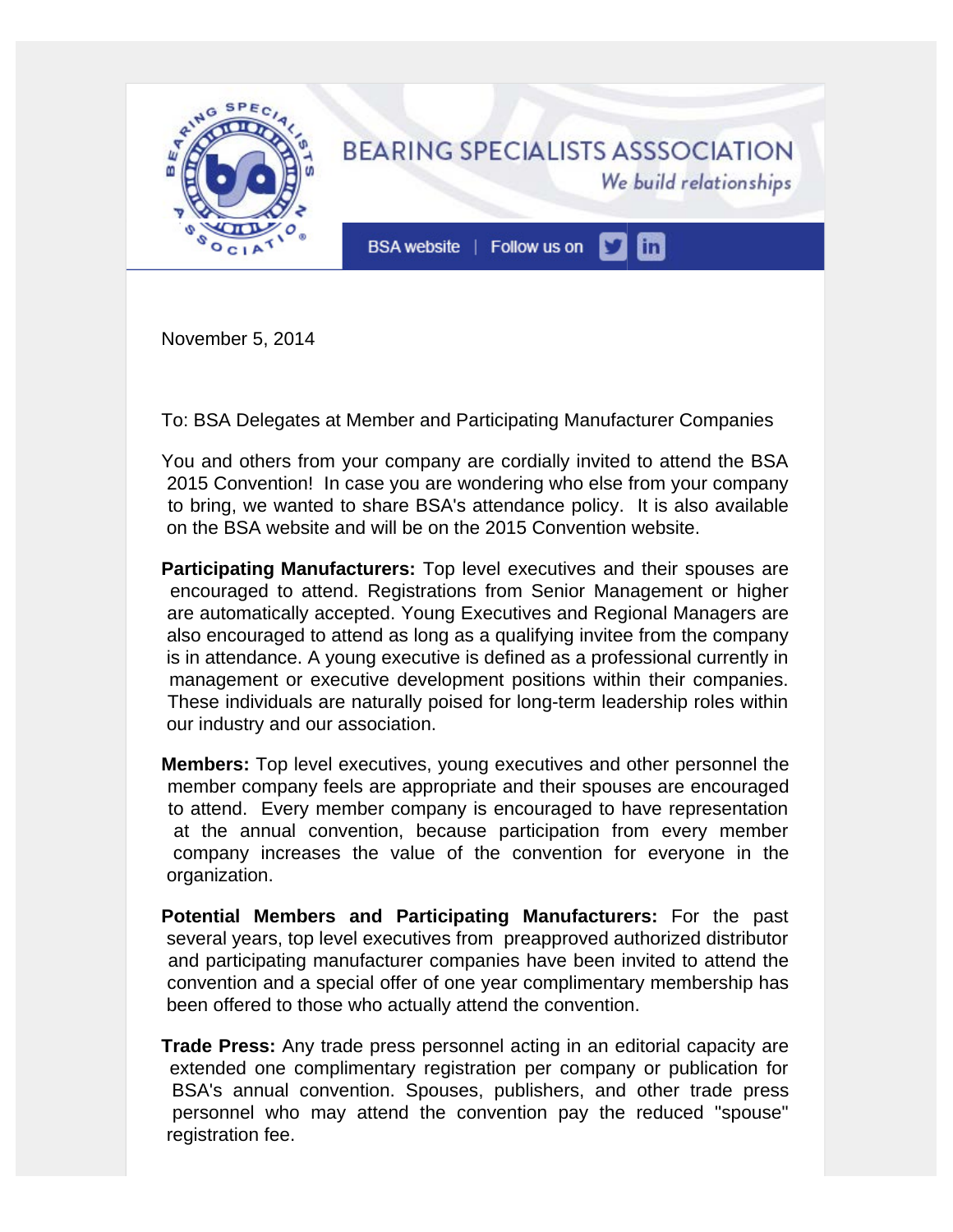# BEARING SPECIALISTS ASSSOCIATION

*We build relationships*

BSA website | Follow us on

November 5, 2014

To: BSA Delegates at Member and Participating Manufacturer Companies

You and others from your company are cordially invited to attend the BSA 2015 Convention! In case you are wondering who else from your company to bring, we wanted to share BSA's attendance policy. It is also available on the BSA website and will be on the 2015 Convention website.

**Participating Manufacturers:** Top level executives and their spouses are encouraged to attend. Registrations from Senior Management or higher are automatically accepted. Young Executives and Regional Managers are also encouraged to attend as long as a qualifying invitee from the company is in attendance. A young executive is defined as a professional currently in management or executive development positions within their companies. These individuals are naturally poised for long-term leadership roles within our industry and our association.

**Members:** Top level executives, young executives and other personnel the member company feels are appropriate and their spouses are encouraged to attend. Every member company is encouraged to have representation at the annual convention, because participation from every member company increases the value of the convention for everyone in the organization.

**Potential Members and Participating Manufacturers:** For the past several years, top level executives from preapproved authorized distributor and participating manufacturer companies have been invited to attend the convention and a special offer of one year complimentary membership has been offered to those who actually attend the convention.

**Trade Press:** Any trade press personnel acting in an editorial capacity are extended one complimentary registration per company or publication for BSA's annual convention. Spouses, publishers, and other trade press personnel who may attend the convention pay the reduced "spouse" registration fee.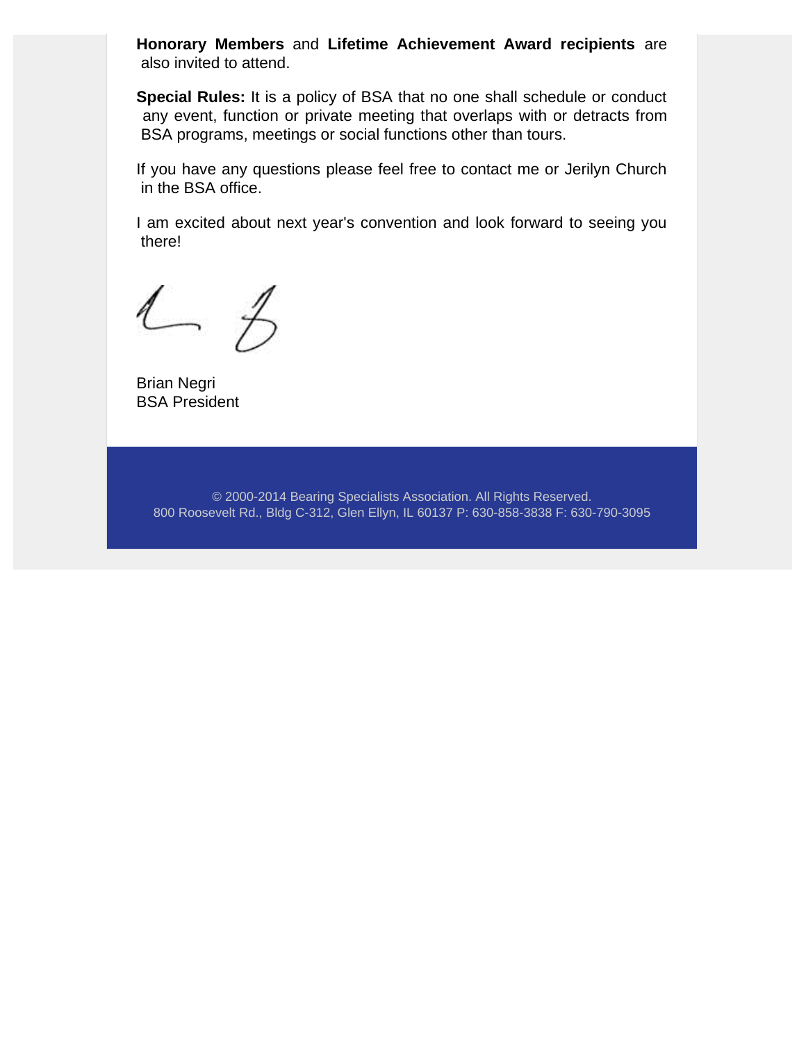**Honorary Members** and **Lifetime Achievement Award recipients** are also invited to attend.

**Special Rules:** It is a policy of BSA that no one shall schedule or conduct any event, function or private meeting that overlaps with or detracts from BSA programs, meetings or social functions other than tours.

If you have any questions please feel free to contact me or Jerilyn Church in the BSA office.

I am excited about next year's convention and look forward to seeing you there!

Brian Negri
BSA President

© 2000-2014 Bearing Specialists Association. All Rights Reserved.
800 Roosevelt Rd., Bldg C-312, Glen Ellyn, IL 60137 P: 630-858-3838 F: 630-790-3095